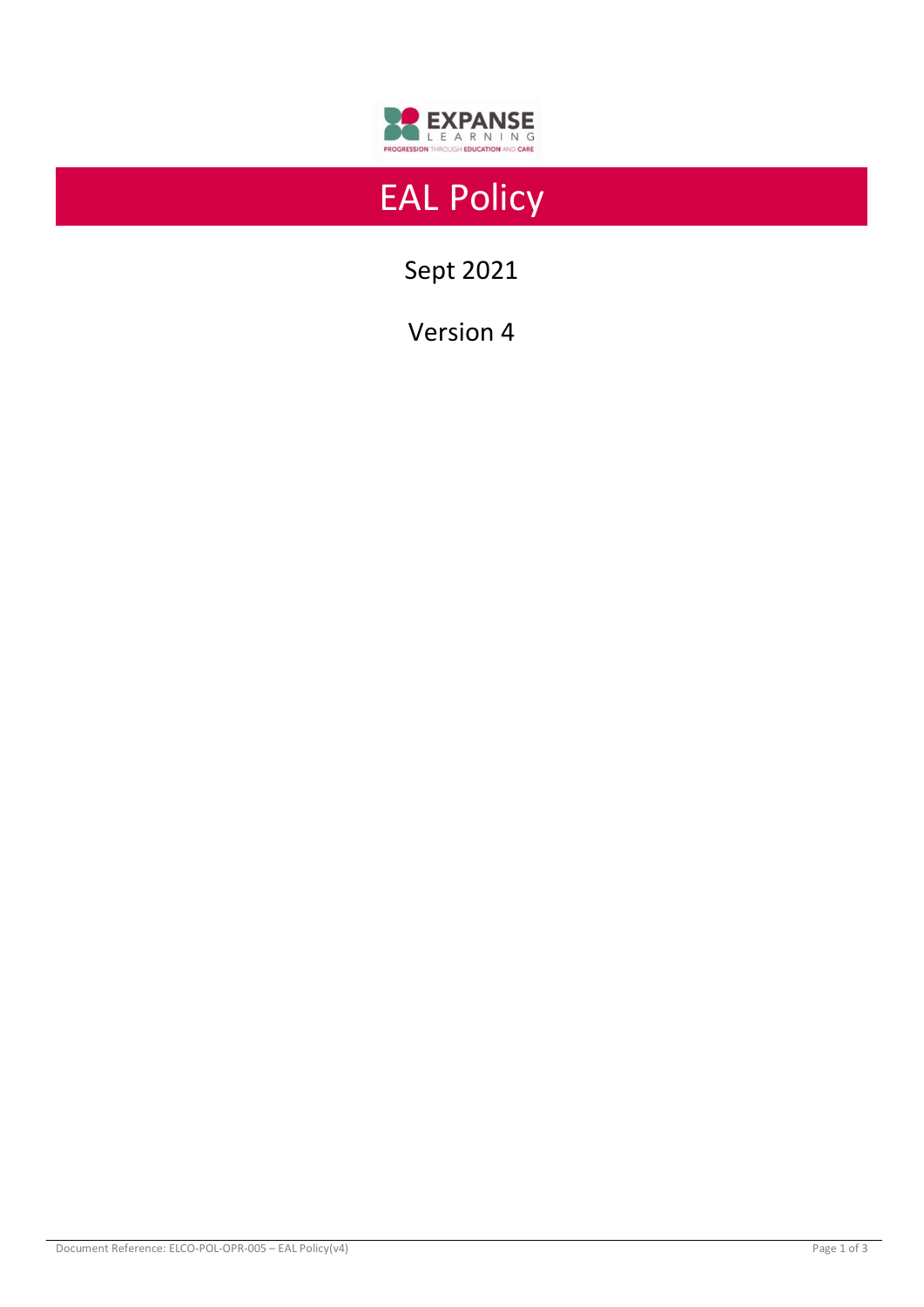# EAL Policy

Sept 2021

Version 4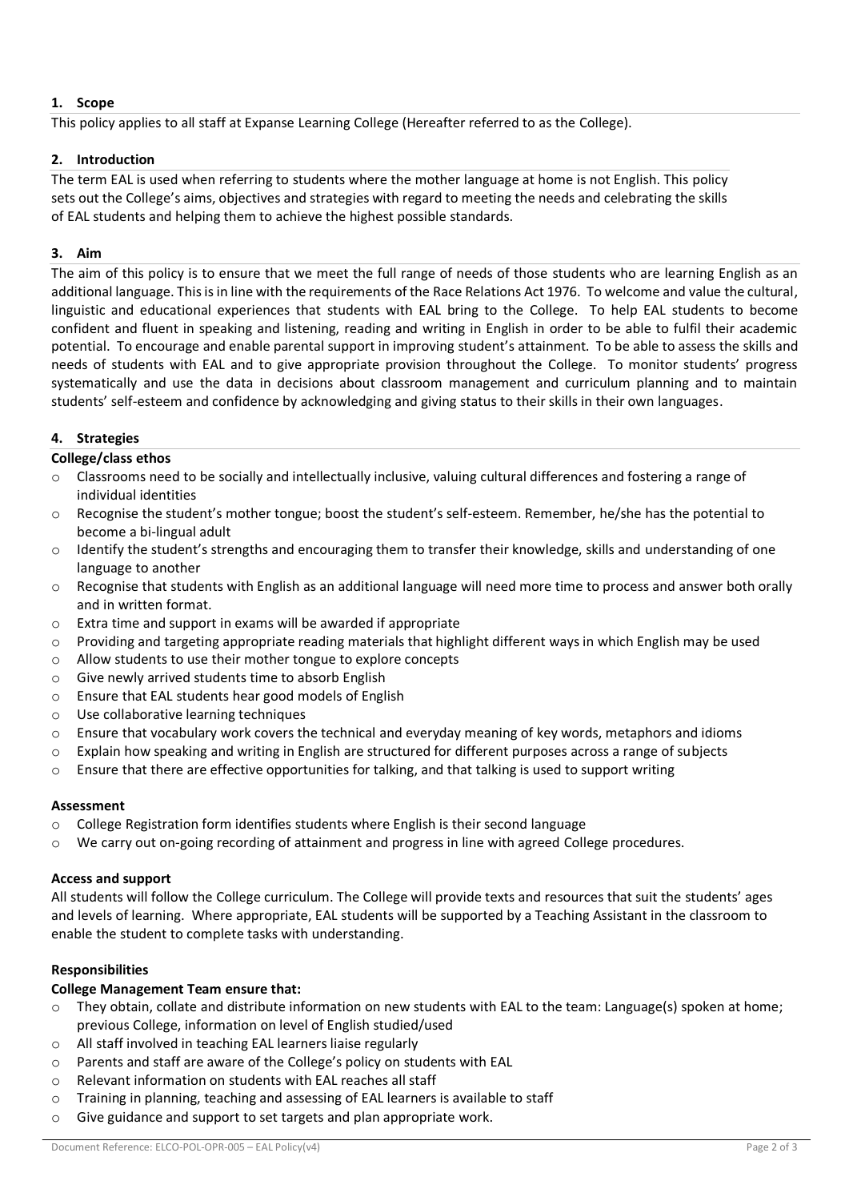## 1. Scope

This policy applies to all staff at Expanse Learning College (Hereafter referred to as the College).

## 2. Introduction

The term EAL is used when referring to students where the mother language at home is not English. This policy sets out the College's aims, objectives and strategies with regard to meeting the needs and celebrating the skills of EAL students and helping them to achieve the highest possible standards.

## 3. Aim

The aim of this policy is to ensure that we meet the full range of needs of those students who are learning English as an additional language. This is in line with the requirements of the Race Relations Act 1976. To welcome and value the cultural, linguistic and educational experiences that students with EAL bring to the College. To help EAL students to become confident and fluent in speaking and listening, reading and writing in English in order to be able to fulfil their academic potential. To encourage and enable parental support in improving student's attainment. To be able to assess the skills and needs of students with EAL and to give appropriate provision throughout the College. To monitor students' progress systematically and use the data in decisions about classroom management and curriculum planning and to maintain students' self-esteem and confidence by acknowledging and giving status to their skills in their own languages.

## 4. Strategies

**College/class ethos**

- Classrooms need to be socially and intellectually inclusive, valuing cultural differences and fostering a range of individual identities
- Recognise the student's mother tongue; boost the student's self-esteem. Remember, he/she has the potential to become a bi-lingual adult
- Identify the student's strengths and encouraging them to transfer their knowledge, skills and understanding of one language to another
- Recognise that students with English as an additional language will need more time to process and answer both orally and in written format.
- Extra time and support in exams will be awarded if appropriate
- Providing and targeting appropriate reading materials that highlight different ways in which English may be used
- Allow students to use their mother tongue to explore concepts
- Give newly arrived students time to absorb English
- Ensure that EAL students hear good models of English
- Use collaborative learning techniques
- Ensure that vocabulary work covers the technical and everyday meaning of key words, metaphors and idioms
- Explain how speaking and writing in English are structured for different purposes across a range of subjects
- Ensure that there are effective opportunities for talking, and that talking is used to support writing

**Assessment**

- College Registration form identifies students where English is their second language
- We carry out on-going recording of attainment and progress in line with agreed College procedures.

**Access and support**

All students will follow the College curriculum. The College will provide texts and resources that suit the students' ages and levels of learning. Where appropriate, EAL students will be supported by a Teaching Assistant in the classroom to enable the student to complete tasks with understanding.

**Responsibilities**

**College Management Team ensure that:**

- They obtain, collate and distribute information on new students with EAL to the team: Language(s) spoken at home; previous College, information on level of English studied/used
- All staff involved in teaching EAL learners liaise regularly
- Parents and staff are aware of the College's policy on students with EAL
- Relevant information on students with EAL reaches all staff
- Training in planning, teaching and assessing of EAL learners is available to staff
- Give guidance and support to set targets and plan appropriate work.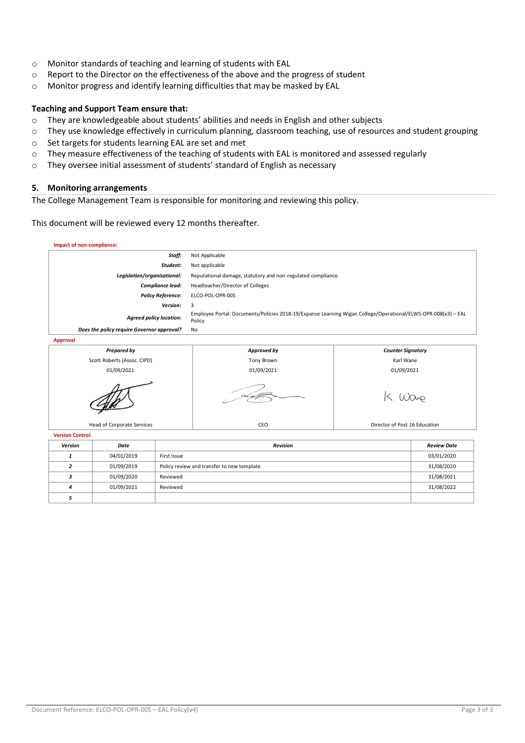- Monitor standards of teaching and learning of students with EAL
- Report to the Director on the effectiveness of the above and the progress of student
- Monitor progress and identify learning difficulties that may be masked by EAL

**Teaching and Support Team ensure that:**

- They are knowledgeable about students' abilities and needs in English and other subjects
- They use knowledge effectively in curriculum planning, classroom teaching, use of resources and student grouping
- Set targets for students learning EAL are set and met
- They measure effectiveness of the teaching of students with EAL is monitored and assessed regularly
- They oversee initial assessment of students' standard of English as necessary

## 5. Monitoring arrangements

The College Management Team is responsible for monitoring and reviewing this policy.

This document will be reviewed every 12 months thereafter.

**Impact of non-compliance:**

| | |
|---|---|
| ***Staff:*** | Not Applicable |
| ***Student:*** | Not applicable |
| ***Legislation/organisational:*** | Reputational damage, statutory and non-regulated compliance. |
| ***Compliance lead:*** | Headteacher/Director of Colleges |
| ***Policy Reference:*** | ELCO-POL-OPR-005 |
| ***Version:*** | 3 |
| ***Agreed policy location:*** | Employee Portal: Documents/Policies 2018-19/Expanse Learning Wigan College/Operational/ELWS-OPR-008(v3) – EAL Policy |
| ***Does the policy require Governor approval?*** | No |

**Approval**

| *Prepared by* | *Approved by* | *Counter Signatory* |
|---|---|---|
| Scott Roberts (Assoc. CIPD) | Tony Brown | Karl Wane |
| 01/09/2021 | 01/09/2021 | 01/09/2021 |
| [signature] | [signature] | K Wane |
| Head of Corporate Services | CEO | Director of Post 16 Education |

**Version Control**

| *Version* | *Date* | *Revision* | *Review Date* |
|---|---|---|---|
| *1* | 04/01/2019 | First Issue | 03/01/2020 |
| *2* | 01/09/2019 | Policy review and transfer to new template | 31/08/2020 |
| *3* | 01/09/2020 | Reviewed | 31/08/2021 |
| *4* | 01/09/2021 | Reviewed | 31/08/2022 |
| *5* | | | |

Document Reference: ELCO-POL-OPR-005 – EAL Policy(v4)